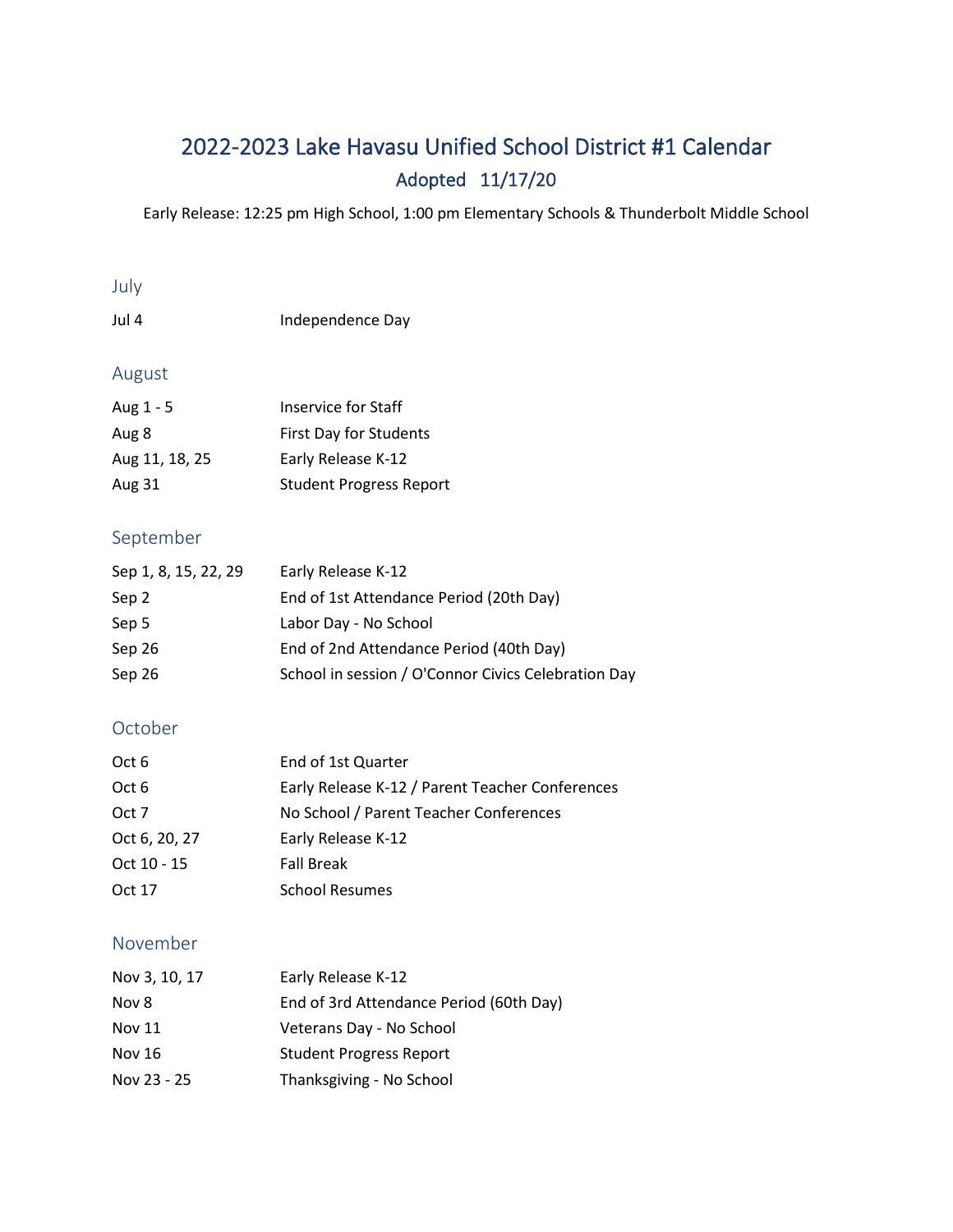# 2022-2023 Lake Havasu Unified School District #1 Calendar

## Adopted 11/17/20

Early Release: 12:25 pm High School, 1:00 pm Elementary Schools & Thunderbolt Middle School

### July

| | |
|---|---|
| Jul 4 | Independence Day |

### August

| | |
|---|---|
| Aug 1 - 5 | Inservice for Staff |
| Aug 8 | First Day for Students |
| Aug 11, 18, 25 | Early Release K-12 |
| Aug 31 | Student Progress Report |

### September

| | |
|---|---|
| Sep 1, 8, 15, 22, 29 | Early Release K-12 |
| Sep 2 | End of 1st Attendance Period (20th Day) |
| Sep 5 | Labor Day - No School |
| Sep 26 | End of 2nd Attendance Period (40th Day) |
| Sep 26 | School in session / O'Connor Civics Celebration Day |

### October

| | |
|---|---|
| Oct 6 | End of 1st Quarter |
| Oct 6 | Early Release K-12 / Parent Teacher Conferences |
| Oct 7 | No School / Parent Teacher Conferences |
| Oct 6, 20, 27 | Early Release K-12 |
| Oct 10 - 15 | Fall Break |
| Oct 17 | School Resumes |

### November

| | |
|---|---|
| Nov 3, 10, 17 | Early Release K-12 |
| Nov 8 | End of 3rd Attendance Period (60th Day) |
| Nov 11 | Veterans Day - No School |
| Nov 16 | Student Progress Report |
| Nov 23 - 25 | Thanksgiving - No School |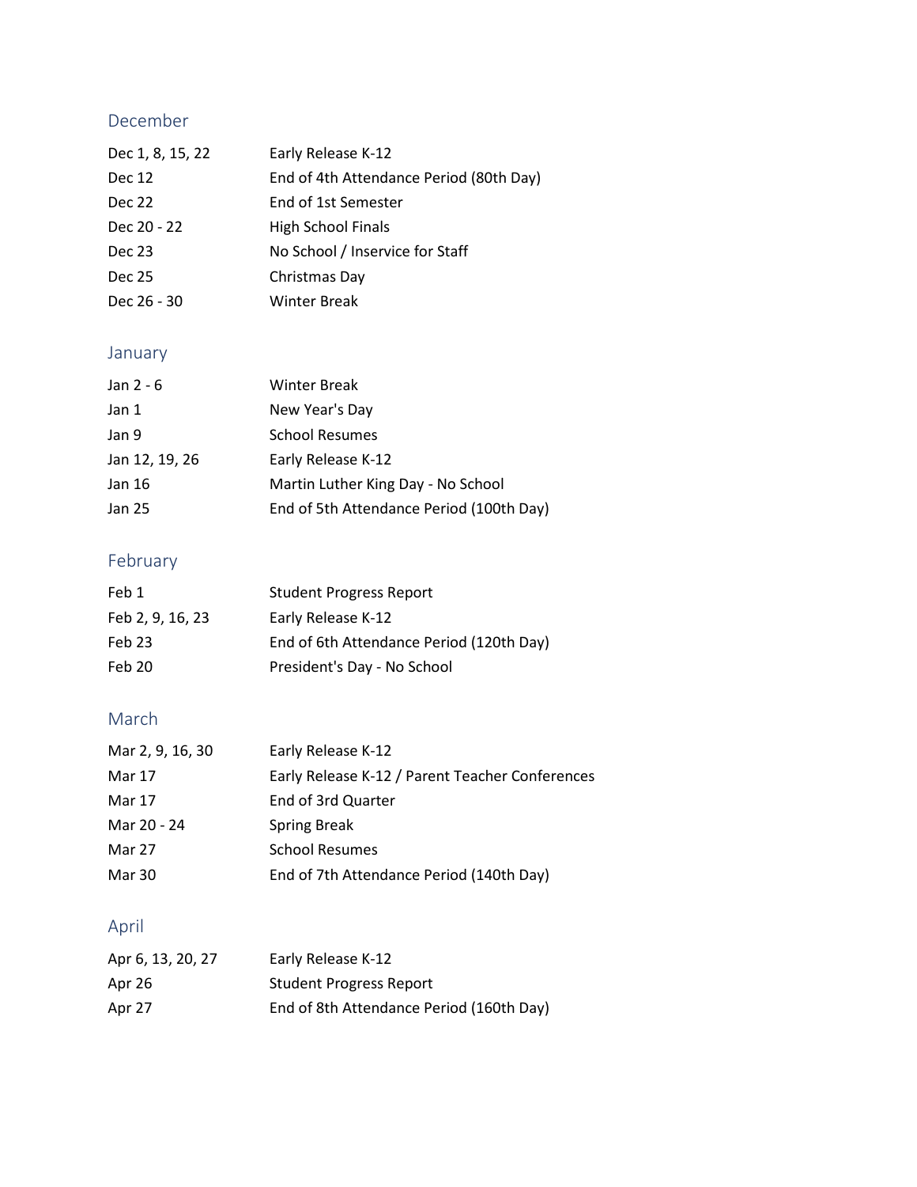## December

| | |
|---|---|
| Dec 1, 8, 15, 22 | Early Release K-12 |
| Dec 12 | End of 4th Attendance Period (80th Day) |
| Dec 22 | End of 1st Semester |
| Dec 20 - 22 | High School Finals |
| Dec 23 | No School / Inservice for Staff |
| Dec 25 | Christmas Day |
| Dec 26 - 30 | Winter Break |

## January

| | |
|---|---|
| Jan 2 - 6 | Winter Break |
| Jan 1 | New Year's Day |
| Jan 9 | School Resumes |
| Jan 12, 19, 26 | Early Release K-12 |
| Jan 16 | Martin Luther King Day - No School |
| Jan 25 | End of 5th Attendance Period (100th Day) |

## February

| | |
|---|---|
| Feb 1 | Student Progress Report |
| Feb 2, 9, 16, 23 | Early Release K-12 |
| Feb 23 | End of 6th Attendance Period (120th Day) |
| Feb 20 | President's Day - No School |

## March

| | |
|---|---|
| Mar 2, 9, 16, 30 | Early Release K-12 |
| Mar 17 | Early Release K-12 / Parent Teacher Conferences |
| Mar 17 | End of 3rd Quarter |
| Mar 20 - 24 | Spring Break |
| Mar 27 | School Resumes |
| Mar 30 | End of 7th Attendance Period (140th Day) |

## April

| | |
|---|---|
| Apr 6, 13, 20, 27 | Early Release K-12 |
| Apr 26 | Student Progress Report |
| Apr 27 | End of 8th Attendance Period (160th Day) |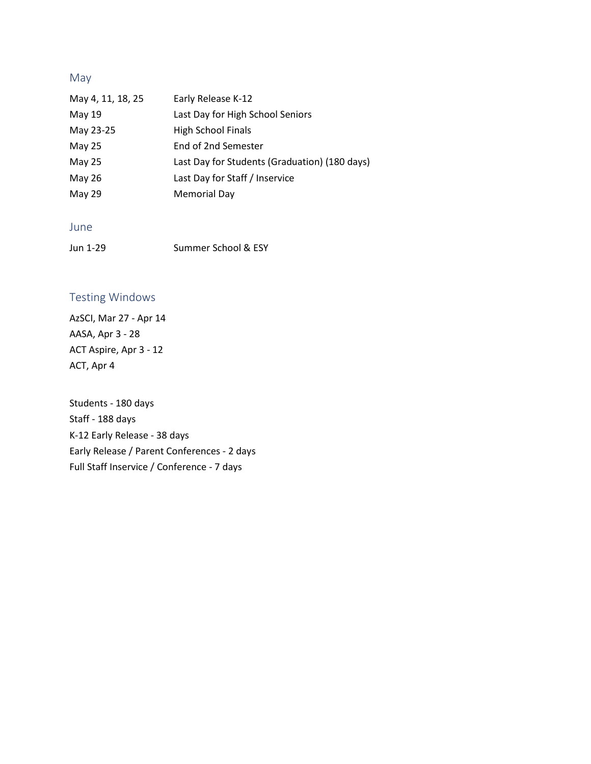## May

| | |
|---|---|
| May 4, 11, 18, 25 | Early Release K-12 |
| May 19 | Last Day for High School Seniors |
| May 23-25 | High School Finals |
| May 25 | End of 2nd Semester |
| May 25 | Last Day for Students (Graduation) (180 days) |
| May 26 | Last Day for Staff / Inservice |
| May 29 | Memorial Day |

## June

| | |
|---|---|
| Jun 1-29 | Summer School & ESY |

## Testing Windows

AzSCI, Mar 27 - Apr 14
AASA, Apr 3 - 28
ACT Aspire, Apr 3 - 12
ACT, Apr 4

Students - 180 days
Staff - 188 days
K-12 Early Release - 38 days
Early Release / Parent Conferences - 2 days
Full Staff Inservice / Conference - 7 days